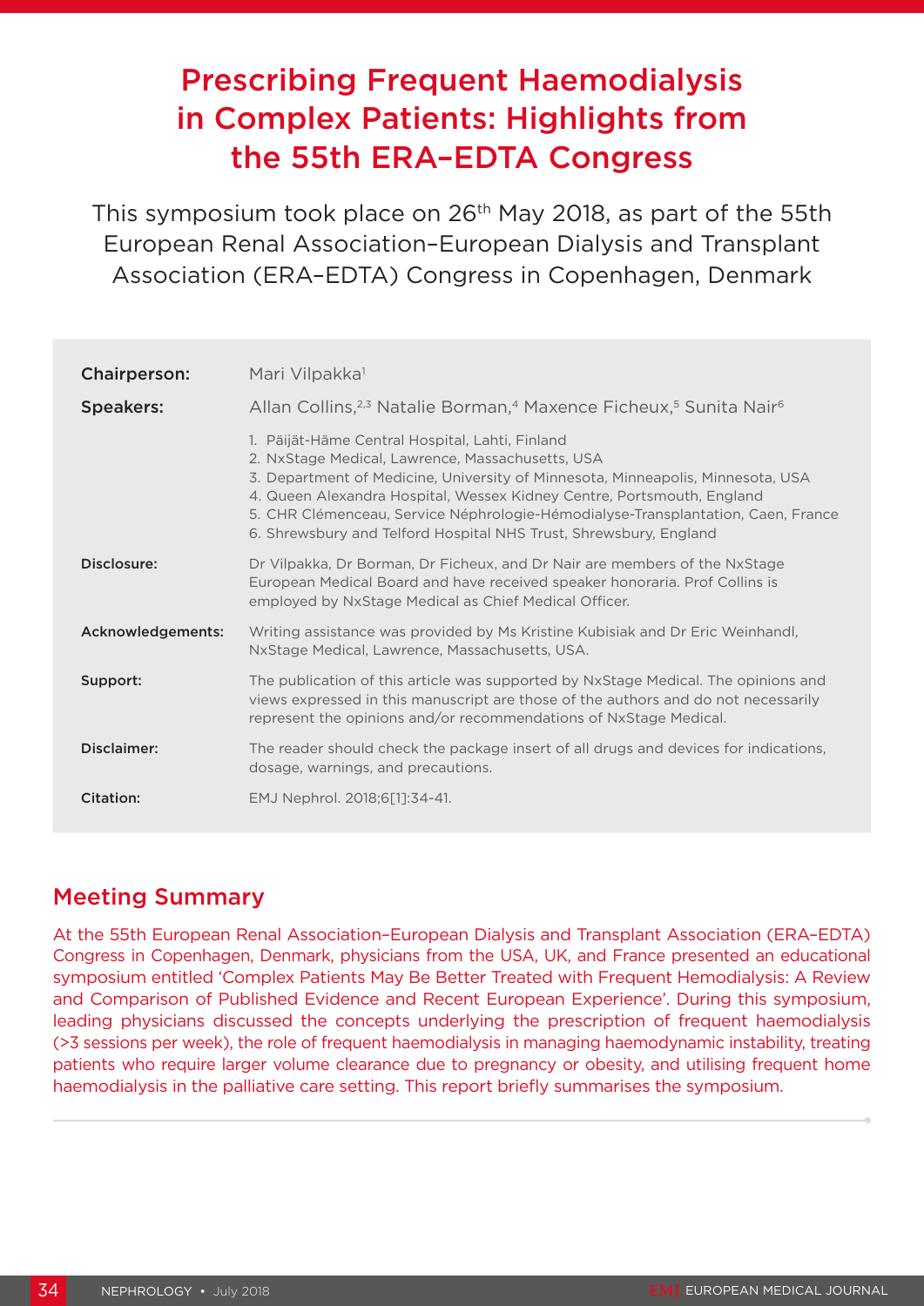# Prescribing Frequent Haemodialysis in Complex Patients: Highlights from the 55th ERA–EDTA Congress

This symposium took place on 26th May 2018, as part of the 55th European Renal Association–European Dialysis and Transplant Association (ERA–EDTA) Congress in Copenhagen, Denmark

**Chairperson:** Mari Vilpakka[1]

**Speakers:** Allan Collins,[2,3] Natalie Borman,[4] Maxence Ficheux,[5] Sunita Nair[6]

1. Päijät-Häme Central Hospital, Lahti, Finland
2. NxStage Medical, Lawrence, Massachusetts, USA
3. Department of Medicine, University of Minnesota, Minneapolis, Minnesota, USA
4. Queen Alexandra Hospital, Wessex Kidney Centre, Portsmouth, England
5. CHR Clémenceau, Service Néphrologie-Hémodialyse-Transplantation, Caen, France
6. Shrewsbury and Telford Hospital NHS Trust, Shrewsbury, England

**Disclosure:** Dr Vilpakka, Dr Borman, Dr Ficheux, and Dr Nair are members of the NxStage European Medical Board and have received speaker honoraria. Prof Collins is employed by NxStage Medical as Chief Medical Officer.

**Acknowledgements:** Writing assistance was provided by Ms Kristine Kubisiak and Dr Eric Weinhandl, NxStage Medical, Lawrence, Massachusetts, USA.

**Support:** The publication of this article was supported by NxStage Medical. The opinions and views expressed in this manuscript are those of the authors and do not necessarily represent the opinions and/or recommendations of NxStage Medical.

**Disclaimer:** The reader should check the package insert of all drugs and devices for indications, dosage, warnings, and precautions.

**Citation:** EMJ Nephrol. 2018;6[1]:34-41.

## Meeting Summary

At the 55th European Renal Association–European Dialysis and Transplant Association (ERA–EDTA) Congress in Copenhagen, Denmark, physicians from the USA, UK, and France presented an educational symposium entitled 'Complex Patients May Be Better Treated with Frequent Hemodialysis: A Review and Comparison of Published Evidence and Recent European Experience'. During this symposium, leading physicians discussed the concepts underlying the prescription of frequent haemodialysis (>3 sessions per week), the role of frequent haemodialysis in managing haemodynamic instability, treating patients who require larger volume clearance due to pregnancy or obesity, and utilising frequent home haemodialysis in the palliative care setting. This report briefly summarises the symposium.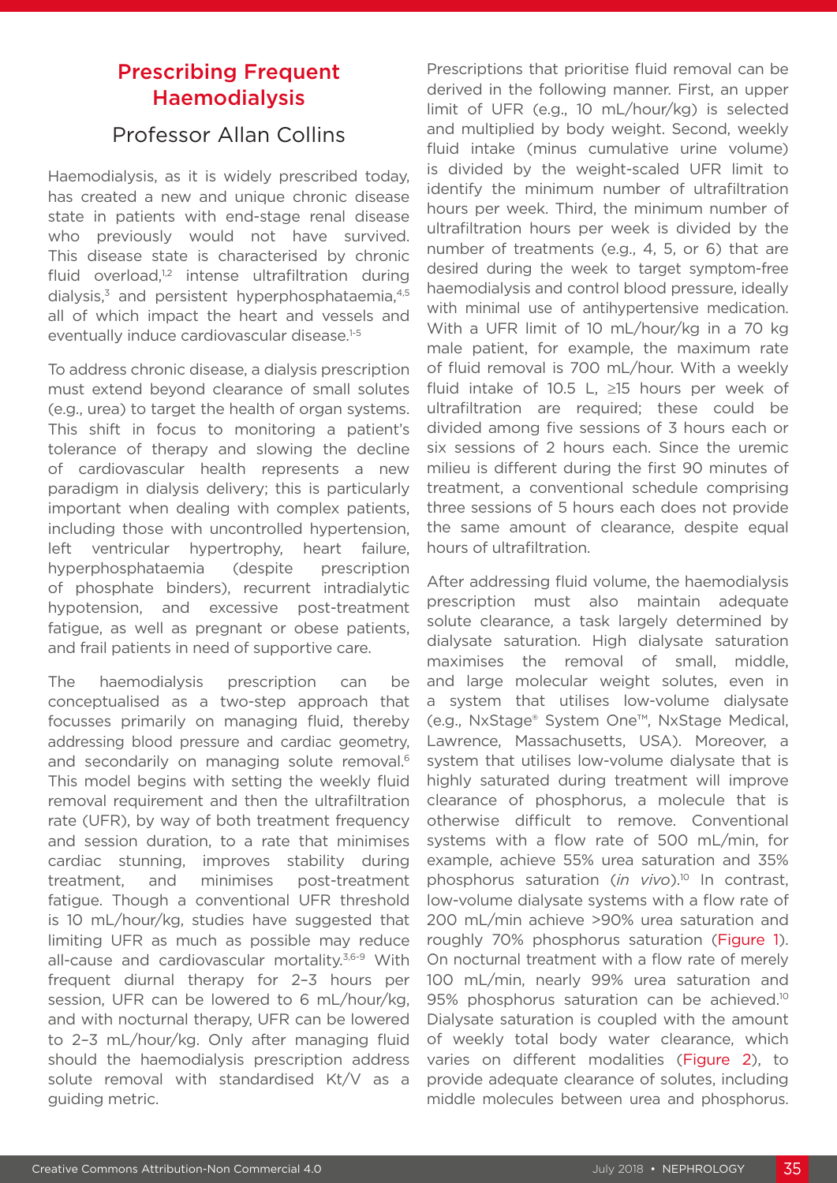## Prescribing Frequent Haemodialysis

### Professor Allan Collins

Haemodialysis, as it is widely prescribed today, has created a new and unique chronic disease state in patients with end-stage renal disease who previously would not have survived. This disease state is characterised by chronic fluid overload,[1,2] intense ultrafiltration during dialysis,[3] and persistent hyperphosphataemia,[4,5] all of which impact the heart and vessels and eventually induce cardiovascular disease.[1-5]

To address chronic disease, a dialysis prescription must extend beyond clearance of small solutes (e.g., urea) to target the health of organ systems. This shift in focus to monitoring a patient's tolerance of therapy and slowing the decline of cardiovascular health represents a new paradigm in dialysis delivery; this is particularly important when dealing with complex patients, including those with uncontrolled hypertension, left ventricular hypertrophy, heart failure, hyperphosphataemia (despite prescription of phosphate binders), recurrent intradialytic hypotension, and excessive post-treatment fatigue, as well as pregnant or obese patients, and frail patients in need of supportive care.

The haemodialysis prescription can be conceptualised as a two-step approach that focusses primarily on managing fluid, thereby addressing blood pressure and cardiac geometry, and secondarily on managing solute removal.[6] This model begins with setting the weekly fluid removal requirement and then the ultrafiltration rate (UFR), by way of both treatment frequency and session duration, to a rate that minimises cardiac stunning, improves stability during treatment, and minimises post-treatment fatigue. Though a conventional UFR threshold is 10 mL/hour/kg, studies have suggested that limiting UFR as much as possible may reduce all-cause and cardiovascular mortality.[3,6-9] With frequent diurnal therapy for 2–3 hours per session, UFR can be lowered to 6 mL/hour/kg, and with nocturnal therapy, UFR can be lowered to 2–3 mL/hour/kg. Only after managing fluid should the haemodialysis prescription address solute removal with standardised Kt/V as a guiding metric.

Prescriptions that prioritise fluid removal can be derived in the following manner. First, an upper limit of UFR (e.g., 10 mL/hour/kg) is selected and multiplied by body weight. Second, weekly fluid intake (minus cumulative urine volume) is divided by the weight-scaled UFR limit to identify the minimum number of ultrafiltration hours per week. Third, the minimum number of ultrafiltration hours per week is divided by the number of treatments (e.g., 4, 5, or 6) that are desired during the week to target symptom-free haemodialysis and control blood pressure, ideally with minimal use of antihypertensive medication. With a UFR limit of 10 mL/hour/kg in a 70 kg male patient, for example, the maximum rate of fluid removal is 700 mL/hour. With a weekly fluid intake of 10.5 L, ≥15 hours per week of ultrafiltration are required; these could be divided among five sessions of 3 hours each or six sessions of 2 hours each. Since the uremic milieu is different during the first 90 minutes of treatment, a conventional schedule comprising three sessions of 5 hours each does not provide the same amount of clearance, despite equal hours of ultrafiltration.

After addressing fluid volume, the haemodialysis prescription must also maintain adequate solute clearance, a task largely determined by dialysate saturation. High dialysate saturation maximises the removal of small, middle, and large molecular weight solutes, even in a system that utilises low-volume dialysate (e.g., NxStage® System One™, NxStage Medical, Lawrence, Massachusetts, USA). Moreover, a system that utilises low-volume dialysate that is highly saturated during treatment will improve clearance of phosphorus, a molecule that is otherwise difficult to remove. Conventional systems with a flow rate of 500 mL/min, for example, achieve 55% urea saturation and 35% phosphorus saturation (*in vivo*).[10] In contrast, low-volume dialysate systems with a flow rate of 200 mL/min achieve >90% urea saturation and roughly 70% phosphorus saturation (Figure 1). On nocturnal treatment with a flow rate of merely 100 mL/min, nearly 99% urea saturation and 95% phosphorus saturation can be achieved.[10] Dialysate saturation is coupled with the amount of weekly total body water clearance, which varies on different modalities (Figure 2), to provide adequate clearance of solutes, including middle molecules between urea and phosphorus.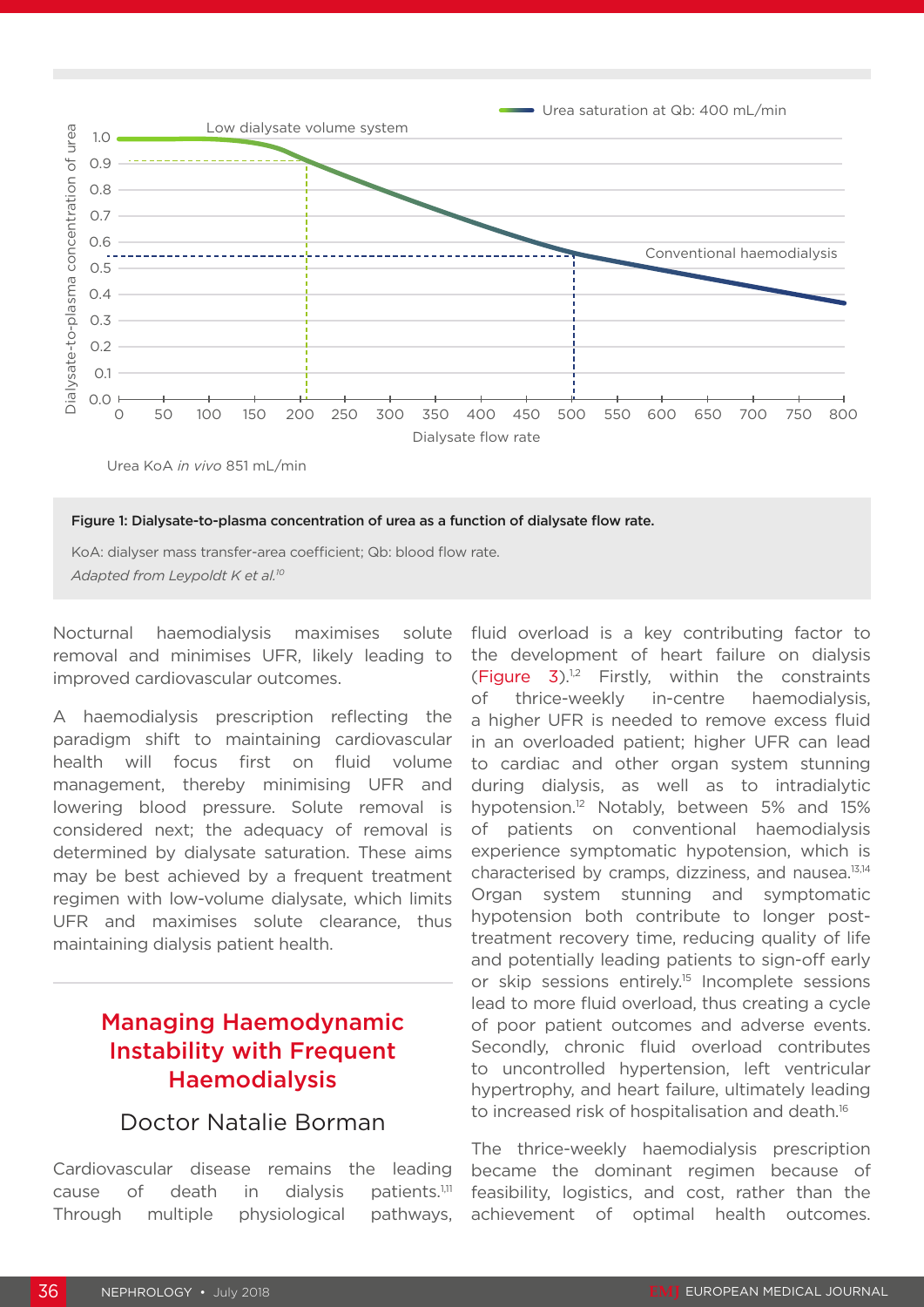Figure 1: Dialysate-to-plasma concentration of urea as a function of dialysate flow rate.

KoA: dialyser mass transfer-area coefficient; Qb: blood flow rate.

*Adapted from Leypoldt K et al.[10]*

Nocturnal haemodialysis maximises solute removal and minimises UFR, likely leading to improved cardiovascular outcomes.

A haemodialysis prescription reflecting the paradigm shift to maintaining cardiovascular health will focus first on fluid volume management, thereby minimising UFR and lowering blood pressure. Solute removal is considered next; the adequacy of removal is determined by dialysate saturation. These aims may be best achieved by a frequent treatment regimen with low-volume dialysate, which limits UFR and maximises solute clearance, thus maintaining dialysis patient health.

## Managing Haemodynamic Instability with Frequent Haemodialysis

### Doctor Natalie Borman

Cardiovascular disease remains the leading cause of death in dialysis patients.[1,11] Through multiple physiological pathways, fluid overload is a key contributing factor to the development of heart failure on dialysis (Figure 3).[1,2] Firstly, within the constraints of thrice-weekly in-centre haemodialysis, a higher UFR is needed to remove excess fluid in an overloaded patient; higher UFR can lead to cardiac and other organ system stunning during dialysis, as well as to intradialytic hypotension.[12] Notably, between 5% and 15% of patients on conventional haemodialysis experience symptomatic hypotension, which is characterised by cramps, dizziness, and nausea.[13,14] Organ system stunning and symptomatic hypotension both contribute to longer post-treatment recovery time, reducing quality of life and potentially leading patients to sign-off early or skip sessions entirely.[15] Incomplete sessions lead to more fluid overload, thus creating a cycle of poor patient outcomes and adverse events. Secondly, chronic fluid overload contributes to uncontrolled hypertension, left ventricular hypertrophy, and heart failure, ultimately leading to increased risk of hospitalisation and death.[16]

The thrice-weekly haemodialysis prescription became the dominant regimen because of feasibility, logistics, and cost, rather than the achievement of optimal health outcomes.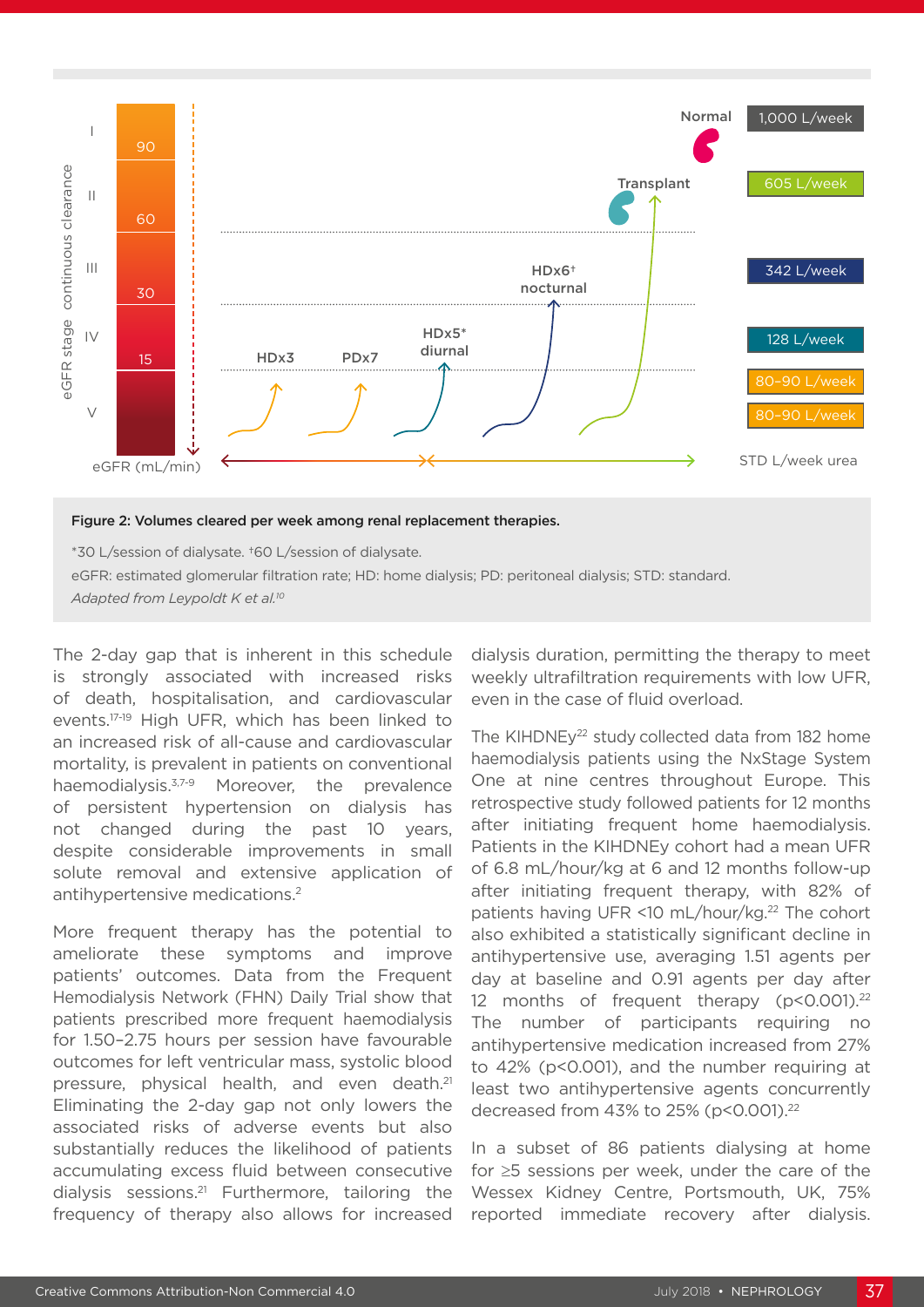**Figure 2: Volumes cleared per week among renal replacement therapies.**

*30 L/session of dialysate. †60 L/session of dialysate.

eGFR: estimated glomerular filtration rate; HD: home dialysis; PD: peritoneal dialysis; STD: standard.

*Adapted from Leypoldt K et al.*[10]

The 2-day gap that is inherent in this schedule is strongly associated with increased risks of death, hospitalisation, and cardiovascular events.[17-19] High UFR, which has been linked to an increased risk of all-cause and cardiovascular mortality, is prevalent in patients on conventional haemodialysis.[3,7-9] Moreover, the prevalence of persistent hypertension on dialysis has not changed during the past 10 years, despite considerable improvements in small solute removal and extensive application of antihypertensive medications.[2]

More frequent therapy has the potential to ameliorate these symptoms and improve patients' outcomes. Data from the Frequent Hemodialysis Network (FHN) Daily Trial show that patients prescribed more frequent haemodialysis for 1.50–2.75 hours per session have favourable outcomes for left ventricular mass, systolic blood pressure, physical health, and even death.[21] Eliminating the 2-day gap not only lowers the associated risks of adverse events but also substantially reduces the likelihood of patients accumulating excess fluid between consecutive dialysis sessions.[21] Furthermore, tailoring the frequency of therapy also allows for increased dialysis duration, permitting the therapy to meet weekly ultrafiltration requirements with low UFR, even in the case of fluid overload.

The KIHDNEy[22] study collected data from 182 home haemodialysis patients using the NxStage System One at nine centres throughout Europe. This retrospective study followed patients for 12 months after initiating frequent home haemodialysis. Patients in the KIHDNEy cohort had a mean UFR of 6.8 mL/hour/kg at 6 and 12 months follow-up after initiating frequent therapy, with 82% of patients having UFR <10 mL/hour/kg.[22] The cohort also exhibited a statistically significant decline in antihypertensive use, averaging 1.51 agents per day at baseline and 0.91 agents per day after 12 months of frequent therapy ($p<0.001$).[22] The number of participants requiring no antihypertensive medication increased from 27% to 42% ($p<0.001$), and the number requiring at least two antihypertensive agents concurrently decreased from 43% to 25% ($p<0.001$).[22]

In a subset of 86 patients dialysing at home for ≥5 sessions per week, under the care of the Wessex Kidney Centre, Portsmouth, UK, 75% reported immediate recovery after dialysis.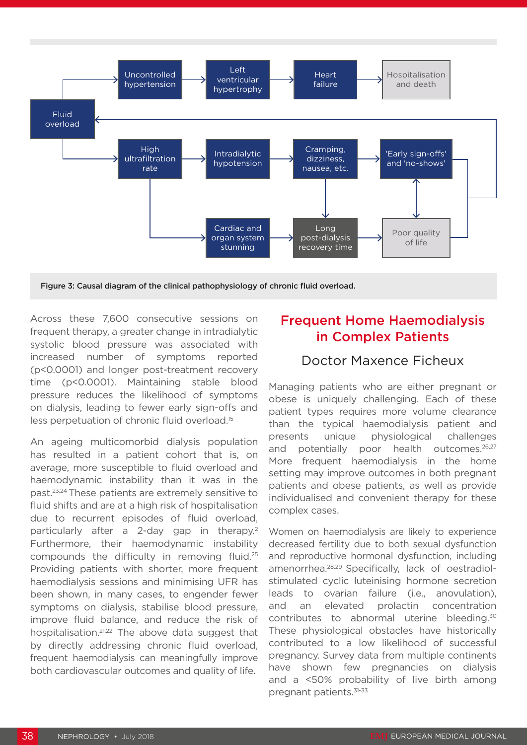Figure 3: Causal diagram of the clinical pathophysiology of chronic fluid overload.

Across these 7,600 consecutive sessions on frequent therapy, a greater change in intradialytic systolic blood pressure was associated with increased number of symptoms reported ($p<0.0001$) and longer post-treatment recovery time ($p<0.0001$). Maintaining stable blood pressure reduces the likelihood of symptoms on dialysis, leading to fewer early sign-offs and less perpetuation of chronic fluid overload.[15]

An ageing multicomorbid dialysis population has resulted in a patient cohort that is, on average, more susceptible to fluid overload and haemodynamic instability than it was in the past.[23,24] These patients are extremely sensitive to fluid shifts and are at a high risk of hospitalisation due to recurrent episodes of fluid overload, particularly after a 2-day gap in therapy.[2] Furthermore, their haemodynamic instability compounds the difficulty in removing fluid.[25] Providing patients with shorter, more frequent haemodialysis sessions and minimising UFR has been shown, in many cases, to engender fewer symptoms on dialysis, stabilise blood pressure, improve fluid balance, and reduce the risk of hospitalisation.[21,22] The above data suggest that by directly addressing chronic fluid overload, frequent haemodialysis can meaningfully improve both cardiovascular outcomes and quality of life.

## Frequent Home Haemodialysis in Complex Patients

### Doctor Maxence Ficheux

Managing patients who are either pregnant or obese is uniquely challenging. Each of these patient types requires more volume clearance than the typical haemodialysis patient and presents unique physiological challenges and potentially poor health outcomes.[26,27] More frequent haemodialysis in the home setting may improve outcomes in both pregnant patients and obese patients, as well as provide individualised and convenient therapy for these complex cases.

Women on haemodialysis are likely to experience decreased fertility due to both sexual dysfunction and reproductive hormonal dysfunction, including amenorrhea.[28,29] Specifically, lack of oestradiol-stimulated cyclic luteinising hormone secretion leads to ovarian failure (i.e., anovulation), and an elevated prolactin concentration contributes to abnormal uterine bleeding.[30] These physiological obstacles have historically contributed to a low likelihood of successful pregnancy. Survey data from multiple continents have shown few pregnancies on dialysis and a <50% probability of live birth among pregnant patients.[31-33]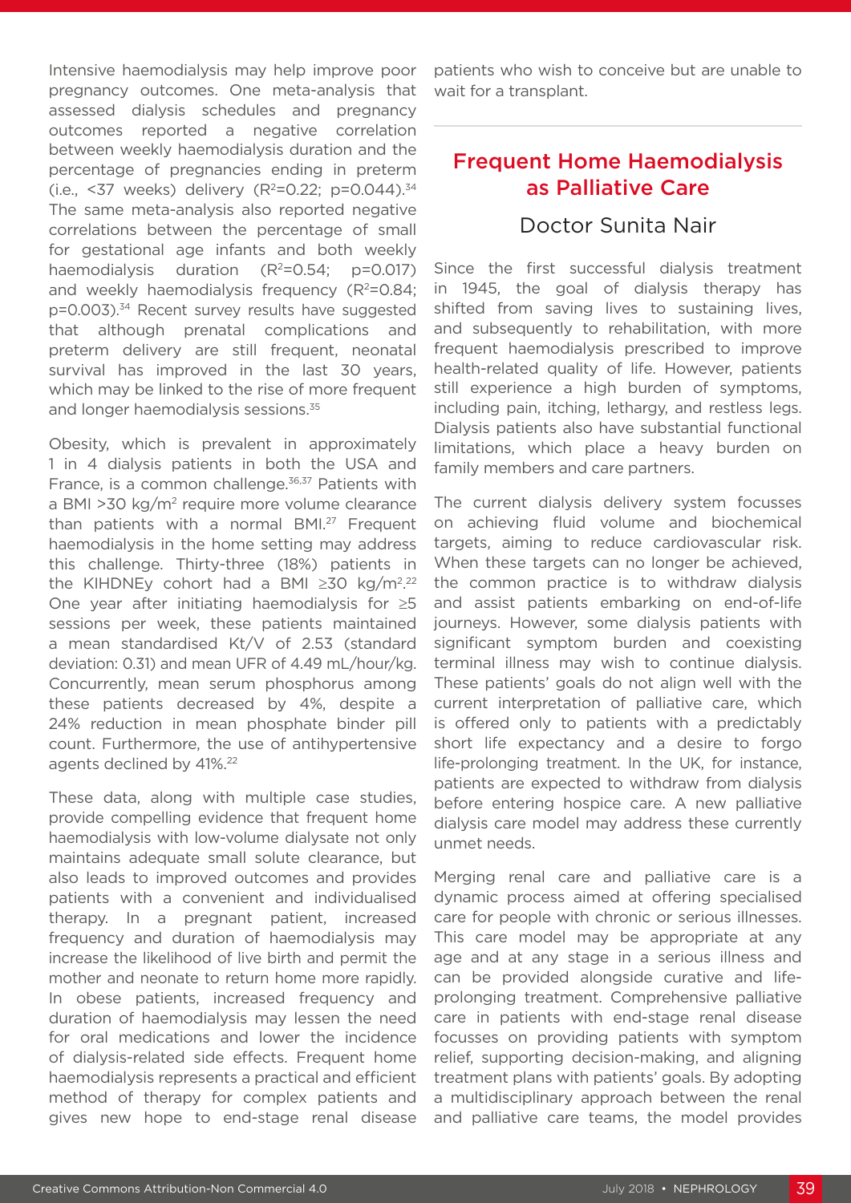Intensive haemodialysis may help improve poor pregnancy outcomes. One meta-analysis that assessed dialysis schedules and pregnancy outcomes reported a negative correlation between weekly haemodialysis duration and the percentage of pregnancies ending in preterm (i.e., <37 weeks) delivery ($R^2$=0.22; p=0.044).[34] The same meta-analysis also reported negative correlations between the percentage of small for gestational age infants and both weekly haemodialysis duration ($R^2$=0.54; p=0.017) and weekly haemodialysis frequency ($R^2$=0.84; p=0.003).[34] Recent survey results have suggested that although prenatal complications and preterm delivery are still frequent, neonatal survival has improved in the last 30 years, which may be linked to the rise of more frequent and longer haemodialysis sessions.[35]

Obesity, which is prevalent in approximately 1 in 4 dialysis patients in both the USA and France, is a common challenge.[36,37] Patients with a BMI >30 kg/m$^2$ require more volume clearance than patients with a normal BMI.[27] Frequent haemodialysis in the home setting may address this challenge. Thirty-three (18%) patients in the KIHDNEy cohort had a BMI ≥30 kg/m$^2$.[22] One year after initiating haemodialysis for ≥5 sessions per week, these patients maintained a mean standardised Kt/V of 2.53 (standard deviation: 0.31) and mean UFR of 4.49 mL/hour/kg. Concurrently, mean serum phosphorus among these patients decreased by 4%, despite a 24% reduction in mean phosphate binder pill count. Furthermore, the use of antihypertensive agents declined by 41%.[22]

These data, along with multiple case studies, provide compelling evidence that frequent home haemodialysis with low-volume dialysate not only maintains adequate small solute clearance, but also leads to improved outcomes and provides patients with a convenient and individualised therapy. In a pregnant patient, increased frequency and duration of haemodialysis may increase the likelihood of live birth and permit the mother and neonate to return home more rapidly. In obese patients, increased frequency and duration of haemodialysis may lessen the need for oral medications and lower the incidence of dialysis-related side effects. Frequent home haemodialysis represents a practical and efficient method of therapy for complex patients and gives new hope to end-stage renal disease patients who wish to conceive but are unable to wait for a transplant.

## Frequent Home Haemodialysis as Palliative Care

### Doctor Sunita Nair

Since the first successful dialysis treatment in 1945, the goal of dialysis therapy has shifted from saving lives to sustaining lives, and subsequently to rehabilitation, with more frequent haemodialysis prescribed to improve health-related quality of life. However, patients still experience a high burden of symptoms, including pain, itching, lethargy, and restless legs. Dialysis patients also have substantial functional limitations, which place a heavy burden on family members and care partners.

The current dialysis delivery system focusses on achieving fluid volume and biochemical targets, aiming to reduce cardiovascular risk. When these targets can no longer be achieved, the common practice is to withdraw dialysis and assist patients embarking on end-of-life journeys. However, some dialysis patients with significant symptom burden and coexisting terminal illness may wish to continue dialysis. These patients' goals do not align well with the current interpretation of palliative care, which is offered only to patients with a predictably short life expectancy and a desire to forgo life-prolonging treatment. In the UK, for instance, patients are expected to withdraw from dialysis before entering hospice care. A new palliative dialysis care model may address these currently unmet needs.

Merging renal care and palliative care is a dynamic process aimed at offering specialised care for people with chronic or serious illnesses. This care model may be appropriate at any age and at any stage in a serious illness and can be provided alongside curative and life-prolonging treatment. Comprehensive palliative care in patients with end-stage renal disease focusses on providing patients with symptom relief, supporting decision-making, and aligning treatment plans with patients' goals. By adopting a multidisciplinary approach between the renal and palliative care teams, the model provides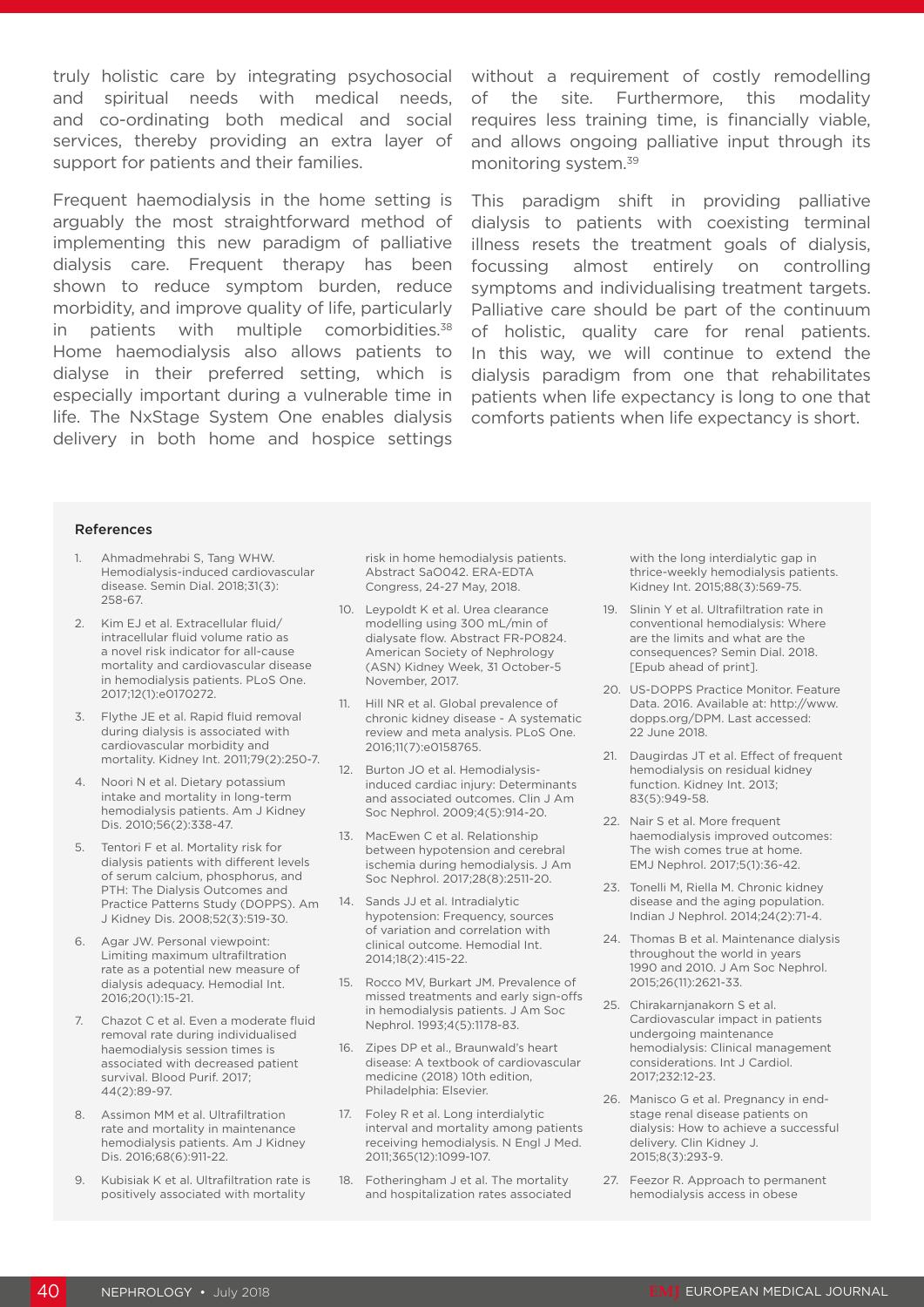truly holistic care by integrating psychosocial and spiritual needs with medical needs, and co-ordinating both medical and social services, thereby providing an extra layer of support for patients and their families.

Frequent haemodialysis in the home setting is arguably the most straightforward method of implementing this new paradigm of palliative dialysis care. Frequent therapy has been shown to reduce symptom burden, reduce morbidity, and improve quality of life, particularly in patients with multiple comorbidities.[38] Home haemodialysis also allows patients to dialyse in their preferred setting, which is especially important during a vulnerable time in life. The NxStage System One enables dialysis delivery in both home and hospice settings without a requirement of costly remodelling of the site. Furthermore, this modality requires less training time, is financially viable, and allows ongoing palliative input through its monitoring system.[39]

This paradigm shift in providing palliative dialysis to patients with coexisting terminal illness resets the treatment goals of dialysis, focussing almost entirely on controlling symptoms and individualising treatment targets. Palliative care should be part of the continuum of holistic, quality care for renal patients. In this way, we will continue to extend the dialysis paradigm from one that rehabilitates patients when life expectancy is long to one that comforts patients when life expectancy is short.

## References

1. Ahmadmehrabi S, Tang WHW. Hemodialysis-induced cardiovascular disease. Semin Dial. 2018;31(3):258-67.
2. Kim EJ et al. Extracellular fluid/intracellular fluid volume ratio as a novel risk indicator for all-cause mortality and cardiovascular disease in hemodialysis patients. PLoS One. 2017;12(1):e0170272.
3. Flythe JE et al. Rapid fluid removal during dialysis is associated with cardiovascular morbidity and mortality. Kidney Int. 2011;79(2):250-7.
4. Noori N et al. Dietary potassium intake and mortality in long-term hemodialysis patients. Am J Kidney Dis. 2010;56(2):338-47.
5. Tentori F et al. Mortality risk for dialysis patients with different levels of serum calcium, phosphorus, and PTH: The Dialysis Outcomes and Practice Patterns Study (DOPPS). Am J Kidney Dis. 2008;52(3):519-30.
6. Agar JW. Personal viewpoint: Limiting maximum ultrafiltration rate as a potential new measure of dialysis adequacy. Hemodial Int. 2016;20(1):15-21.
7. Chazot C et al. Even a moderate fluid removal rate during individualised haemodialysis session times is associated with decreased patient survival. Blood Purif. 2017;44(2):89-97.
8. Assimon MM et al. Ultrafiltration rate and mortality in maintenance hemodialysis patients. Am J Kidney Dis. 2016;68(6):911-22.
9. Kubisiak K et al. Ultrafiltration rate is positively associated with mortality risk in home hemodialysis patients. Abstract SaO042. ERA-EDTA Congress, 24-27 May, 2018.
10. Leypoldt K et al. Urea clearance modelling using 300 mL/min of dialysate flow. Abstract FR-PO824. American Society of Nephrology (ASN) Kidney Week, 31 October-5 November, 2017.
11. Hill NR et al. Global prevalence of chronic kidney disease - A systematic review and meta analysis. PLoS One. 2016;11(7):e0158765.
12. Burton JO et al. Hemodialysis-induced cardiac injury: Determinants and associated outcomes. Clin J Am Soc Nephrol. 2009;4(5):914-20.
13. MacEwen C et al. Relationship between hypotension and cerebral ischemia during hemodialysis. J Am Soc Nephrol. 2017;28(8):2511-20.
14. Sands JJ et al. Intradialytic hypotension: Frequency, sources of variation and correlation with clinical outcome. Hemodial Int. 2014;18(2):415-22.
15. Rocco MV, Burkart JM. Prevalence of missed treatments and early sign-offs in hemodialysis patients. J Am Soc Nephrol. 1993;4(5):1178-83.
16. Zipes DP et al., Braunwald's heart disease: A textbook of cardiovascular medicine (2018) 10th edition, Philadelphia: Elsevier.
17. Foley R et al. Long interdialytic interval and mortality among patients receiving hemodialysis. N Engl J Med. 2011;365(12):1099-107.
18. Fotheringham J et al. The mortality and hospitalization rates associated with the long interdialytic gap in thrice-weekly hemodialysis patients. Kidney Int. 2015;88(3):569-75.
19. Slinin Y et al. Ultrafiltration rate in conventional hemodialysis: Where are the limits and what are the consequences? Semin Dial. 2018. [Epub ahead of print].
20. US-DOPPS Practice Monitor. Feature Data. 2016. Available at: http://www.dopps.org/DPM. Last accessed: 22 June 2018.
21. Daugirdas JT et al. Effect of frequent hemodialysis on residual kidney function. Kidney Int. 2013;83(5):949-58.
22. Nair S et al. More frequent haemodialysis improved outcomes: The wish comes true at home. EMJ Nephrol. 2017;5(1):36-42.
23. Tonelli M, Riella M. Chronic kidney disease and the aging population. Indian J Nephrol. 2014;24(2):71-4.
24. Thomas B et al. Maintenance dialysis throughout the world in years 1990 and 2010. J Am Soc Nephrol. 2015;26(11):2621-33.
25. Chirakarnjanakorn S et al. Cardiovascular impact in patients undergoing maintenance hemodialysis: Clinical management considerations. Int J Cardiol. 2017;232:12-23.
26. Manisco G et al. Pregnancy in end-stage renal disease patients on dialysis: How to achieve a successful delivery. Clin Kidney J. 2015;8(3):293-9.
27. Feezor R. Approach to permanent hemodialysis access in obese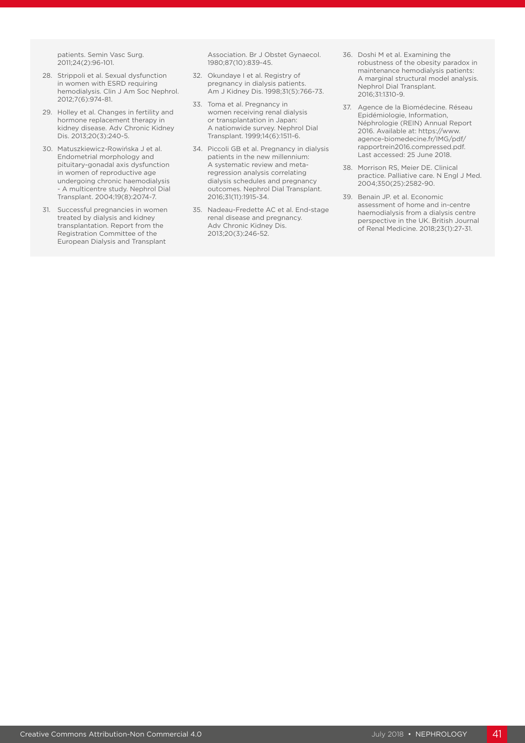patients. Semin Vasc Surg. 2011;24(2):96-101.

28. Strippoli et al. Sexual dysfunction in women with ESRD requiring hemodialysis. Clin J Am Soc Nephrol. 2012;7(6):974-81.
29. Holley et al. Changes in fertility and hormone replacement therapy in kidney disease. Adv Chronic Kidney Dis. 2013;20(3):240-5.
30. Matuszkiewicz-Rowińska J et al. Endometrial morphology and pituitary-gonadal axis dysfunction in women of reproductive age undergoing chronic haemodialysis - A multicentre study. Nephrol Dial Transplant. 2004;19(8):2074-7.
31. Successful pregnancies in women treated by dialysis and kidney transplantation. Report from the Registration Committee of the European Dialysis and Transplant Association. Br J Obstet Gynaecol. 1980;87(10):839-45.
32. Okundaye I et al. Registry of pregnancy in dialysis patients. Am J Kidney Dis. 1998;31(5):766-73.
33. Toma et al. Pregnancy in women receiving renal dialysis or transplantation in Japan: A nationwide survey. Nephrol Dial Transplant. 1999;14(6):1511-6.
34. Piccoli GB et al. Pregnancy in dialysis patients in the new millennium: A systematic review and meta-regression analysis correlating dialysis schedules and pregnancy outcomes. Nephrol Dial Transplant. 2016;31(11):1915-34.
35. Nadeau-Fredette AC et al. End-stage renal disease and pregnancy. Adv Chronic Kidney Dis. 2013;20(3):246-52.
36. Doshi M et al. Examining the robustness of the obesity paradox in maintenance hemodialysis patients: A marginal structural model analysis. Nephrol Dial Transplant. 2016;31:1310-9.
37. Agence de la Biomédecine. Réseau Epidémiologie, Information, Néphrologie (REIN) Annual Report 2016. Available at: https://www.agence-biomedecine.fr/IMG/pdf/rapportrein2016.compressed.pdf. Last accessed: 25 June 2018.
38. Morrison RS, Meier DE. Clinical practice. Palliative care. N Engl J Med. 2004;350(25):2582-90.
39. Benain JP. et al. Economic assessment of home and in-centre haemodialysis from a dialysis centre perspective in the UK. British Journal of Renal Medicine. 2018;23(1):27-31.